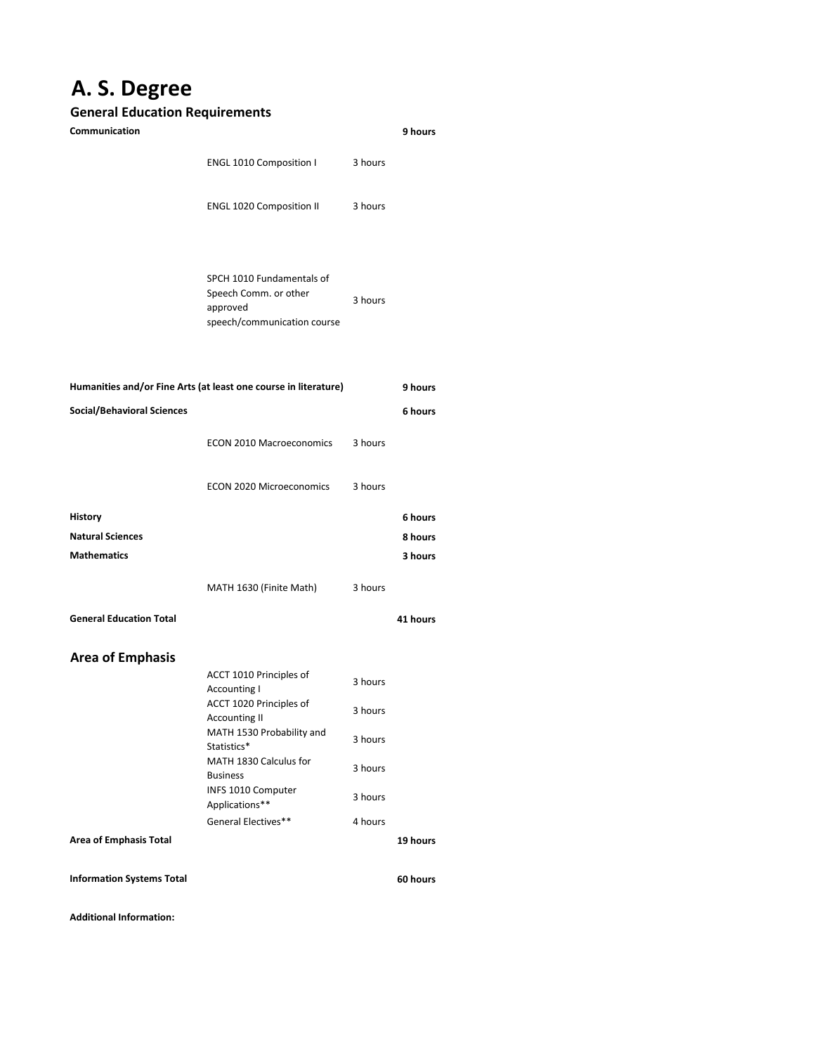# A. S. Degree

## General Education Requirements

| | | | |
|---|---|---|---|
| **Communication** | | | **9 hours** |
| | ENGL 1010 Composition I | 3 hours | |
| | ENGL 1020 Composition II | 3 hours | |
| | SPCH 1010 Fundamentals of Speech Comm. or other approved speech/communication course | 3 hours | |
| **Humanities and/or Fine Arts (at least one course in literature)** | | | **9 hours** |
| **Social/Behavioral Sciences** | | | **6 hours** |
| | ECON 2010 Macroeconomics | 3 hours | |
| | ECON 2020 Microeconomics | 3 hours | |
| **History** | | | **6 hours** |
| **Natural Sciences** | | | **8 hours** |
| **Mathematics** | | | **3 hours** |
| | MATH 1630 (Finite Math) | 3 hours | |
| **General Education Total** | | | **41 hours** |

## Area of Emphasis

| | | | |
|---|---|---|---|
| | ACCT 1010 Principles of Accounting I | 3 hours | |
| | ACCT 1020 Principles of Accounting II | 3 hours | |
| | MATH 1530 Probability and Statistics* | 3 hours | |
| | MATH 1830 Calculus for Business | 3 hours | |
| | INFS 1010 Computer Applications** | 3 hours | |
| | General Electives** | 4 hours | |
| **Area of Emphasis Total** | | | **19 hours** |
| **Information Systems Total** | | | **60 hours** |

**Additional Information:**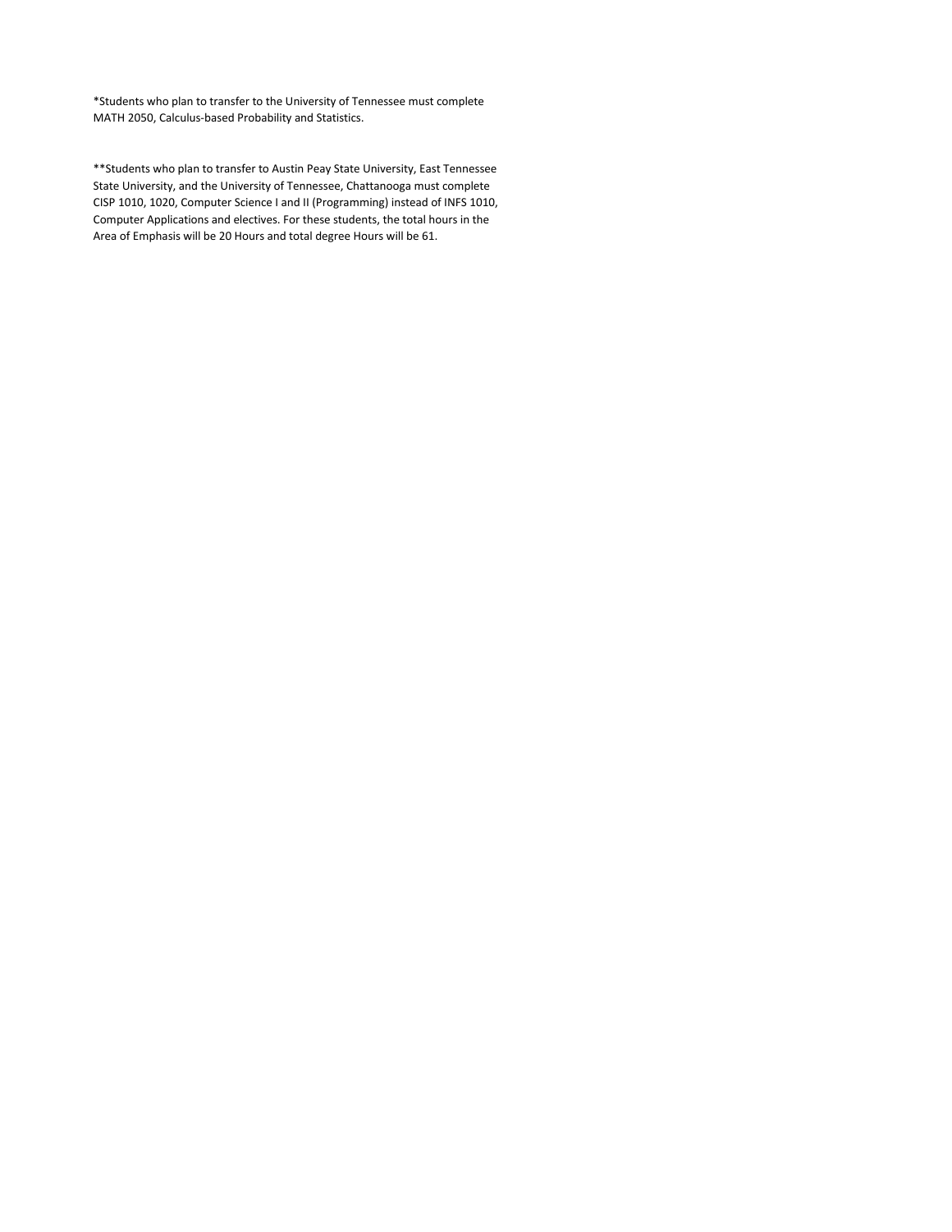*Students who plan to transfer to the University of Tennessee must complete MATH 2050, Calculus-based Probability and Statistics.

**Students who plan to transfer to Austin Peay State University, East Tennessee State University, and the University of Tennessee, Chattanooga must complete CISP 1010, 1020, Computer Science I and II (Programming) instead of INFS 1010, Computer Applications and electives. For these students, the total hours in the Area of Emphasis will be 20 Hours and total degree Hours will be 61.